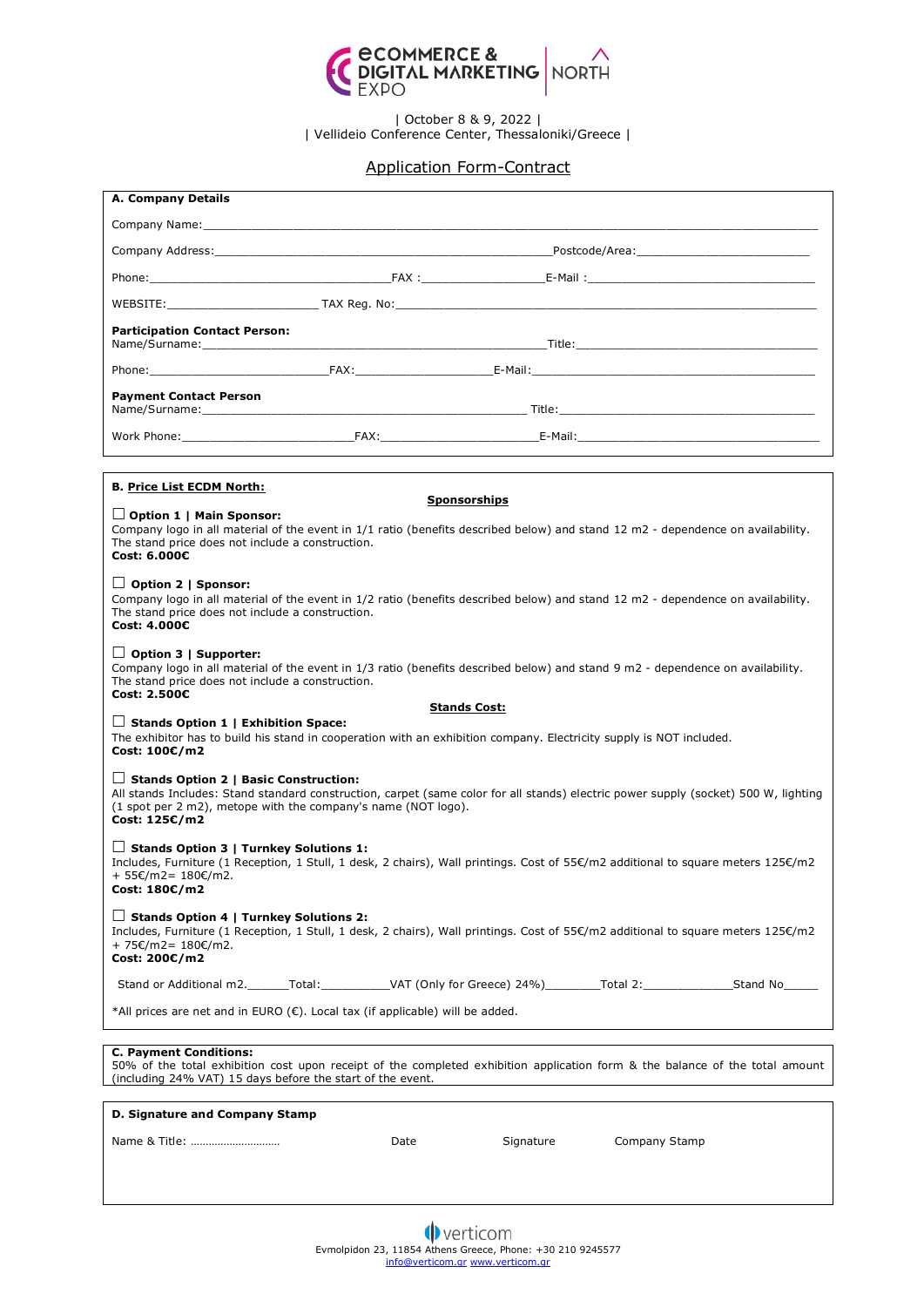**eCOMMERCE & DIGITAL MARKETING EXPO | NORTH**

| October 8 & 9, 2022 |
| Vellideio Conference Center, Thessaloniki/Greece |

# Application Form-Contract

## A. Company Details

Company Name:______________________________________________________________________________

Company Address:___________________________________________________Postcode/Area:_________________________

Phone:_____________________________________FAX :__________________E-Mail :__________________________________

WEBSITE:______________________ TAX Reg. No:_____________________________________________________________

**Participation Contact Person:**
Name/Surname:_________________________________________________________Title:_____________________________________

Phone:___________________________FAX:____________________E-Mail:_________________________________________

**Payment Contact Person**
Name/Surname:_____________________________________________________ Title:_____________________________________

Work Phone:_________________________FAX:_______________________E-Mail:____________________________________

## B. Price List ECDM North:

**Sponsorships**

☐ **Option 1 | Main Sponsor:**
Company logo in all material of the event in 1/1 ratio (benefits described below) and stand 12 m2 - dependence on availability. The stand price does not include a construction.
**Cost: 6.000€**

☐ **Option 2 | Sponsor:**
Company logo in all material of the event in 1/2 ratio (benefits described below) and stand 12 m2 - dependence on availability. The stand price does not include a construction.
**Cost: 4.000€**

☐ **Option 3 | Supporter:**
Company logo in all material of the event in 1/3 ratio (benefits described below) and stand 9 m2 - dependence on availability. The stand price does not include a construction.
**Cost: 2.500€**

**Stands Cost:**

☐ **Stands Option 1 | Exhibition Space:**
The exhibitor has to build his stand in cooperation with an exhibition company. Electricity supply is NOT included.
**Cost: 100€/m2**

☐ **Stands Option 2 | Basic Construction:**
All stands Includes: Stand standard construction, carpet (same color for all stands) electric power supply (socket) 500 W, lighting (1 spot per 2 m2), metope with the company's name (NOT logo).
**Cost: 125€/m2**

☐ **Stands Option 3 | Turnkey Solutions 1:**
Includes, Furniture (1 Reception, 1 Stull, 1 desk, 2 chairs), Wall printings. Cost of 55€/m2 additional to square meters 125€/m2 + 55€/m2= 180€/m2.
**Cost: 180€/m2**

☐ **Stands Option 4 | Turnkey Solutions 2:**
Includes, Furniture (1 Reception, 1 Stull, 1 desk, 2 chairs), Wall printings. Cost of 55€/m2 additional to square meters 125€/m2 + 75€/m2= 180€/m2.
**Cost: 200€/m2**

Stand or Additional m2.______Total:__________VAT (Only for Greece) 24%)________Total 2:_____________Stand No_____

*All prices are net and in EURO (€). Local tax (if applicable) will be added.

## C. Payment Conditions:

50% of the total exhibition cost upon receipt of the completed exhibition application form & the balance of the total amount (including 24% VAT) 15 days before the start of the event.

## D. Signature and Company Stamp

Name & Title: ………………………… Date Signature Company Stamp

verticom
Evmolpidon 23, 11854 Athens Greece, Phone: +30 210 9245577
info@verticom.gr www.verticom.gr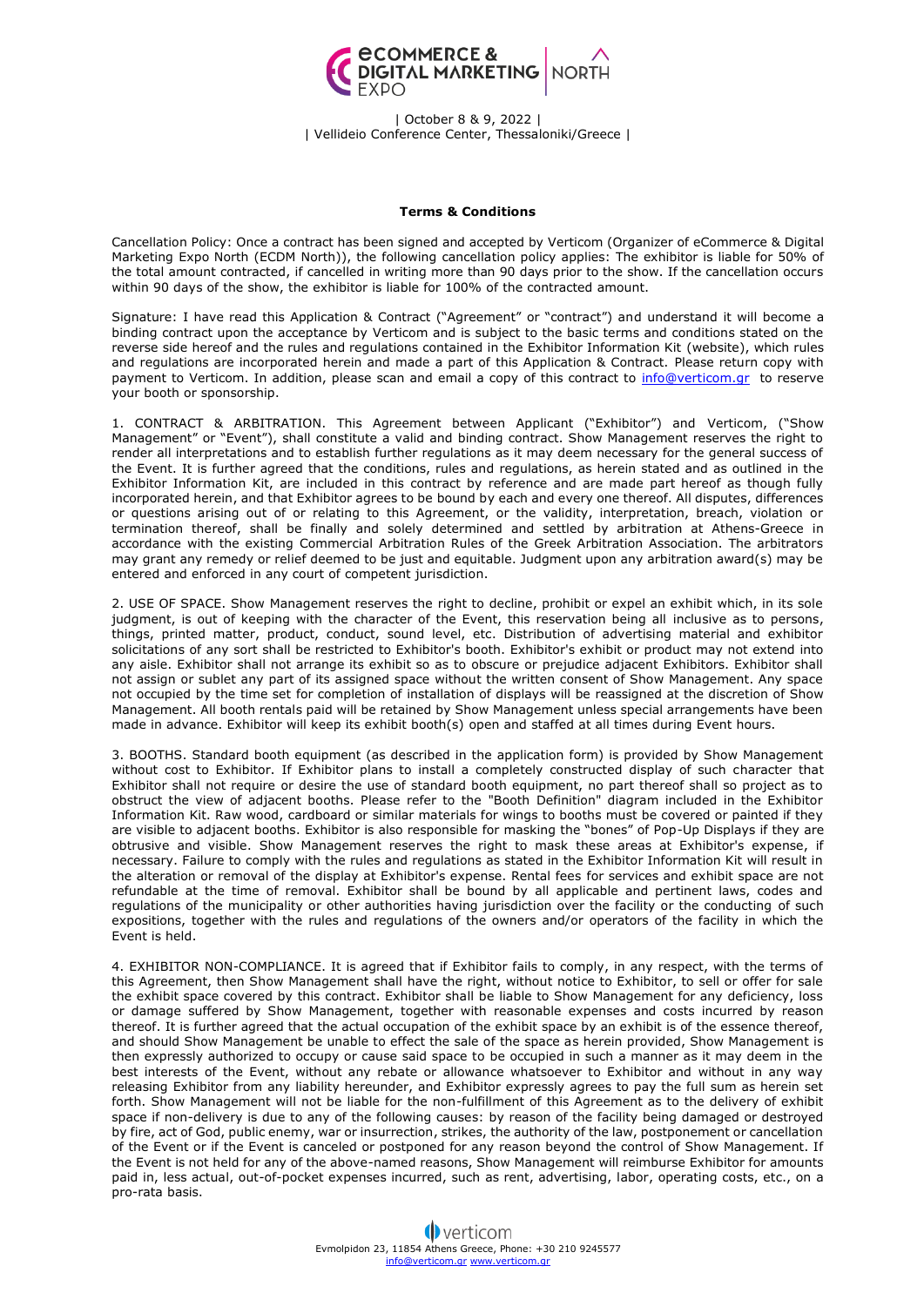| October 8 & 9, 2022 |
| Vellideio Conference Center, Thessaloniki/Greece |

**Terms & Conditions**

Cancellation Policy: Once a contract has been signed and accepted by Verticom (Organizer of eCommerce & Digital Marketing Expo North (ECDM North)), the following cancellation policy applies: The exhibitor is liable for 50% of the total amount contracted, if cancelled in writing more than 90 days prior to the show. If the cancellation occurs within 90 days of the show, the exhibitor is liable for 100% of the contracted amount.

Signature: I have read this Application & Contract ("Agreement" or "contract") and understand it will become a binding contract upon the acceptance by Verticom and is subject to the basic terms and conditions stated on the reverse side hereof and the rules and regulations contained in the Exhibitor Information Kit (website), which rules and regulations are incorporated herein and made a part of this Application & Contract. Please return copy with payment to Verticom. In addition, please scan and email a copy of this contract to info@verticom.gr to reserve your booth or sponsorship.

1. CONTRACT & ARBITRATION. This Agreement between Applicant ("Exhibitor") and Verticom, ("Show Management" or "Event"), shall constitute a valid and binding contract. Show Management reserves the right to render all interpretations and to establish further regulations as it may deem necessary for the general success of the Event. It is further agreed that the conditions, rules and regulations, as herein stated and as outlined in the Exhibitor Information Kit, are included in this contract by reference and are made part hereof as though fully incorporated herein, and that Exhibitor agrees to be bound by each and every one thereof. All disputes, differences or questions arising out of or relating to this Agreement, or the validity, interpretation, breach, violation or termination thereof, shall be finally and solely determined and settled by arbitration at Athens-Greece in accordance with the existing Commercial Arbitration Rules of the Greek Arbitration Association. The arbitrators may grant any remedy or relief deemed to be just and equitable. Judgment upon any arbitration award(s) may be entered and enforced in any court of competent jurisdiction.

2. USE OF SPACE. Show Management reserves the right to decline, prohibit or expel an exhibit which, in its sole judgment, is out of keeping with the character of the Event, this reservation being all inclusive as to persons, things, printed matter, product, conduct, sound level, etc. Distribution of advertising material and exhibitor solicitations of any sort shall be restricted to Exhibitor's booth. Exhibitor's exhibit or product may not extend into any aisle. Exhibitor shall not arrange its exhibit so as to obscure or prejudice adjacent Exhibitors. Exhibitor shall not assign or sublet any part of its assigned space without the written consent of Show Management. Any space not occupied by the time set for completion of installation of displays will be reassigned at the discretion of Show Management. All booth rentals paid will be retained by Show Management unless special arrangements have been made in advance. Exhibitor will keep its exhibit booth(s) open and staffed at all times during Event hours.

3. BOOTHS. Standard booth equipment (as described in the application form) is provided by Show Management without cost to Exhibitor. If Exhibitor plans to install a completely constructed display of such character that Exhibitor shall not require or desire the use of standard booth equipment, no part thereof shall so project as to obstruct the view of adjacent booths. Please refer to the "Booth Definition" diagram included in the Exhibitor Information Kit. Raw wood, cardboard or similar materials for wings to booths must be covered or painted if they are visible to adjacent booths. Exhibitor is also responsible for masking the "bones" of Pop-Up Displays if they are obtrusive and visible. Show Management reserves the right to mask these areas at Exhibitor's expense, if necessary. Failure to comply with the rules and regulations as stated in the Exhibitor Information Kit will result in the alteration or removal of the display at Exhibitor's expense. Rental fees for services and exhibit space are not refundable at the time of removal. Exhibitor shall be bound by all applicable and pertinent laws, codes and regulations of the municipality or other authorities having jurisdiction over the facility or the conducting of such expositions, together with the rules and regulations of the owners and/or operators of the facility in which the Event is held.

4. EXHIBITOR NON-COMPLIANCE. It is agreed that if Exhibitor fails to comply, in any respect, with the terms of this Agreement, then Show Management shall have the right, without notice to Exhibitor, to sell or offer for sale the exhibit space covered by this contract. Exhibitor shall be liable to Show Management for any deficiency, loss or damage suffered by Show Management, together with reasonable expenses and costs incurred by reason thereof. It is further agreed that the actual occupation of the exhibit space by an exhibit is of the essence thereof, and should Show Management be unable to effect the sale of the space as herein provided, Show Management is then expressly authorized to occupy or cause said space to be occupied in such a manner as it may deem in the best interests of the Event, without any rebate or allowance whatsoever to Exhibitor and without in any way releasing Exhibitor from any liability hereunder, and Exhibitor expressly agrees to pay the full sum as herein set forth. Show Management will not be liable for the non-fulfillment of this Agreement as to the delivery of exhibit space if non-delivery is due to any of the following causes: by reason of the facility being damaged or destroyed by fire, act of God, public enemy, war or insurrection, strikes, the authority of the law, postponement or cancellation of the Event or if the Event is canceled or postponed for any reason beyond the control of Show Management. If the Event is not held for any of the above-named reasons, Show Management will reimburse Exhibitor for amounts paid in, less actual, out-of-pocket expenses incurred, such as rent, advertising, labor, operating costs, etc., on a pro-rata basis.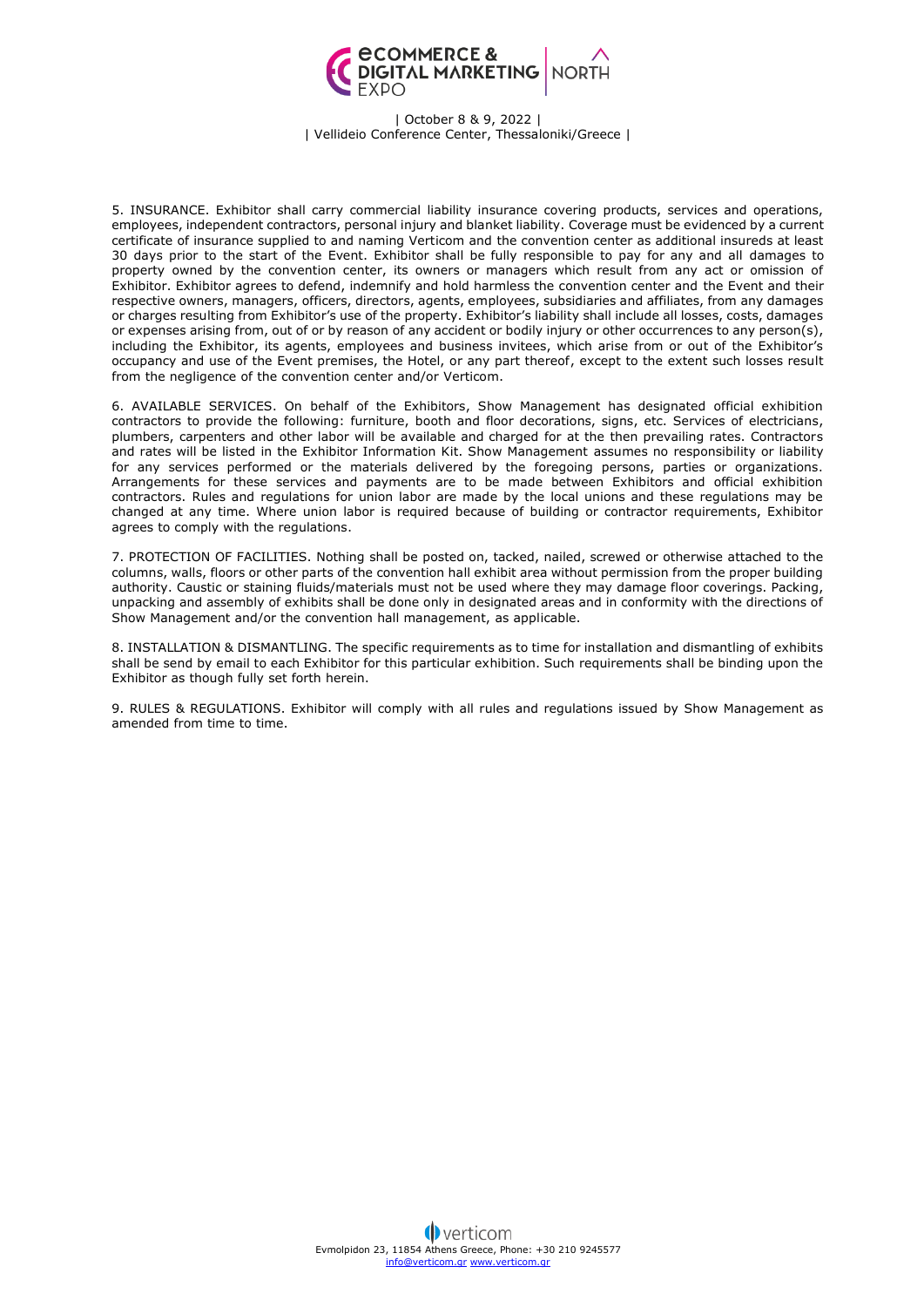5. INSURANCE. Exhibitor shall carry commercial liability insurance covering products, services and operations, employees, independent contractors, personal injury and blanket liability. Coverage must be evidenced by a current certificate of insurance supplied to and naming Verticom and the convention center as additional insureds at least 30 days prior to the start of the Event. Exhibitor shall be fully responsible to pay for any and all damages to property owned by the convention center, its owners or managers which result from any act or omission of Exhibitor. Exhibitor agrees to defend, indemnify and hold harmless the convention center and the Event and their respective owners, managers, officers, directors, agents, employees, subsidiaries and affiliates, from any damages or charges resulting from Exhibitor's use of the property. Exhibitor's liability shall include all losses, costs, damages or expenses arising from, out of or by reason of any accident or bodily injury or other occurrences to any person(s), including the Exhibitor, its agents, employees and business invitees, which arise from or out of the Exhibitor's occupancy and use of the Event premises, the Hotel, or any part thereof, except to the extent such losses result from the negligence of the convention center and/or Verticom.

6. AVAILABLE SERVICES. On behalf of the Exhibitors, Show Management has designated official exhibition contractors to provide the following: furniture, booth and floor decorations, signs, etc. Services of electricians, plumbers, carpenters and other labor will be available and charged for at the then prevailing rates. Contractors and rates will be listed in the Exhibitor Information Kit. Show Management assumes no responsibility or liability for any services performed or the materials delivered by the foregoing persons, parties or organizations. Arrangements for these services and payments are to be made between Exhibitors and official exhibition contractors. Rules and regulations for union labor are made by the local unions and these regulations may be changed at any time. Where union labor is required because of building or contractor requirements, Exhibitor agrees to comply with the regulations.

7. PROTECTION OF FACILITIES. Nothing shall be posted on, tacked, nailed, screwed or otherwise attached to the columns, walls, floors or other parts of the convention hall exhibit area without permission from the proper building authority. Caustic or staining fluids/materials must not be used where they may damage floor coverings. Packing, unpacking and assembly of exhibits shall be done only in designated areas and in conformity with the directions of Show Management and/or the convention hall management, as applicable.

8. INSTALLATION & DISMANTLING. The specific requirements as to time for installation and dismantling of exhibits shall be send by email to each Exhibitor for this particular exhibition. Such requirements shall be binding upon the Exhibitor as though fully set forth herein.

9. RULES & REGULATIONS. Exhibitor will comply with all rules and regulations issued by Show Management as amended from time to time.